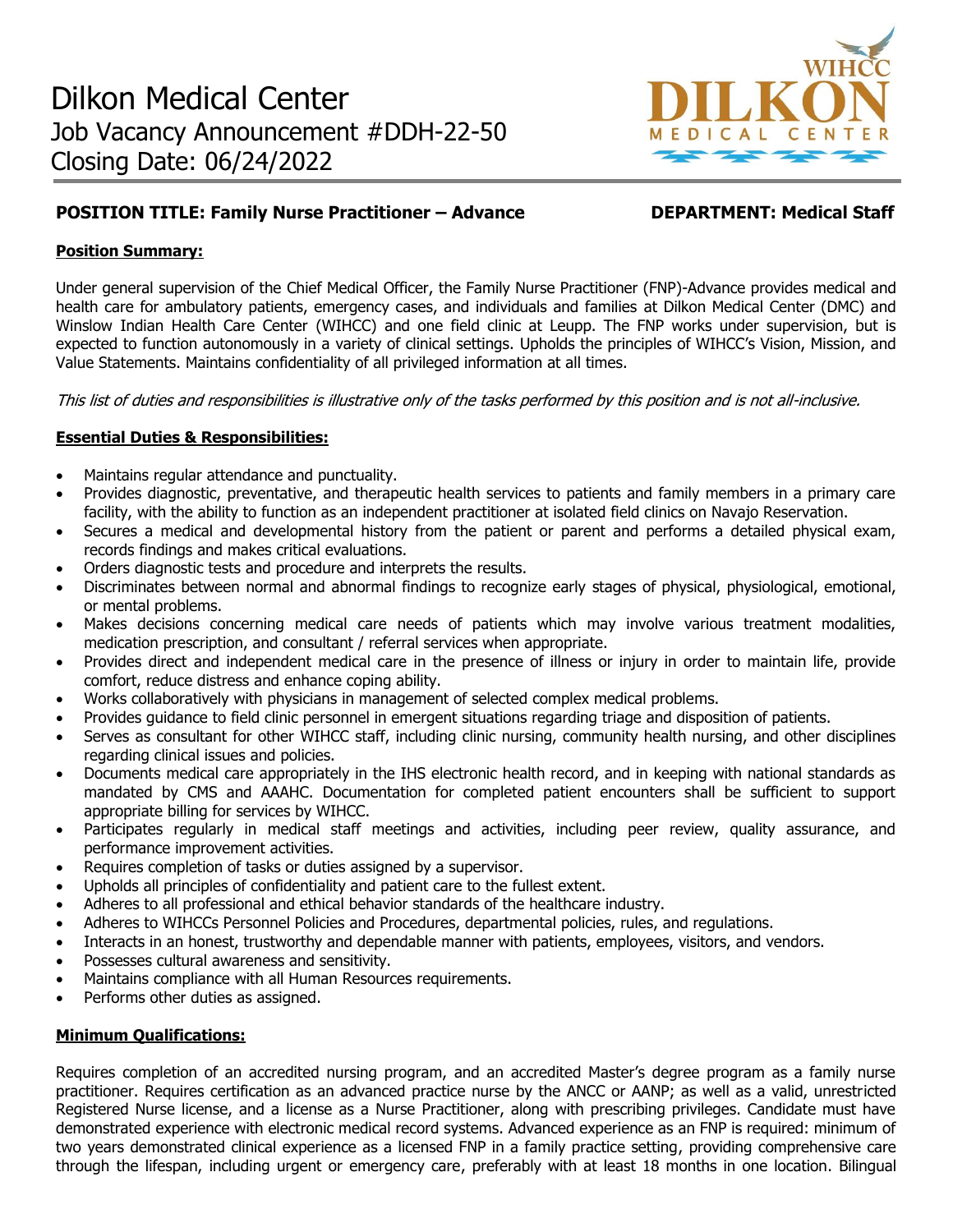# Dilkon Medical Center

Job Vacancy Announcement #DDH-22-50

Closing Date: 06/24/2022

**POSITION TITLE: Family Nurse Practitioner – Advance** **DEPARTMENT: Medical Staff**

## Position Summary:

Under general supervision of the Chief Medical Officer, the Family Nurse Practitioner (FNP)-Advance provides medical and health care for ambulatory patients, emergency cases, and individuals and families at Dilkon Medical Center (DMC) and Winslow Indian Health Care Center (WIHCC) and one field clinic at Leupp. The FNP works under supervision, but is expected to function autonomously in a variety of clinical settings. Upholds the principles of WIHCC's Vision, Mission, and Value Statements. Maintains confidentiality of all privileged information at all times.

*This list of duties and responsibilities is illustrative only of the tasks performed by this position and is not all-inclusive.*

## Essential Duties & Responsibilities:

- Maintains regular attendance and punctuality.
- Provides diagnostic, preventative, and therapeutic health services to patients and family members in a primary care facility, with the ability to function as an independent practitioner at isolated field clinics on Navajo Reservation.
- Secures a medical and developmental history from the patient or parent and performs a detailed physical exam, records findings and makes critical evaluations.
- Orders diagnostic tests and procedure and interprets the results.
- Discriminates between normal and abnormal findings to recognize early stages of physical, physiological, emotional, or mental problems.
- Makes decisions concerning medical care needs of patients which may involve various treatment modalities, medication prescription, and consultant / referral services when appropriate.
- Provides direct and independent medical care in the presence of illness or injury in order to maintain life, provide comfort, reduce distress and enhance coping ability.
- Works collaboratively with physicians in management of selected complex medical problems.
- Provides guidance to field clinic personnel in emergent situations regarding triage and disposition of patients.
- Serves as consultant for other WIHCC staff, including clinic nursing, community health nursing, and other disciplines regarding clinical issues and policies.
- Documents medical care appropriately in the IHS electronic health record, and in keeping with national standards as mandated by CMS and AAAHC. Documentation for completed patient encounters shall be sufficient to support appropriate billing for services by WIHCC.
- Participates regularly in medical staff meetings and activities, including peer review, quality assurance, and performance improvement activities.
- Requires completion of tasks or duties assigned by a supervisor.
- Upholds all principles of confidentiality and patient care to the fullest extent.
- Adheres to all professional and ethical behavior standards of the healthcare industry.
- Adheres to WIHCCs Personnel Policies and Procedures, departmental policies, rules, and regulations.
- Interacts in an honest, trustworthy and dependable manner with patients, employees, visitors, and vendors.
- Possesses cultural awareness and sensitivity.
- Maintains compliance with all Human Resources requirements.
- Performs other duties as assigned.

## Minimum Qualifications:

Requires completion of an accredited nursing program, and an accredited Master's degree program as a family nurse practitioner. Requires certification as an advanced practice nurse by the ANCC or AANP; as well as a valid, unrestricted Registered Nurse license, and a license as a Nurse Practitioner, along with prescribing privileges. Candidate must have demonstrated experience with electronic medical record systems. Advanced experience as an FNP is required: minimum of two years demonstrated clinical experience as a licensed FNP in a family practice setting, providing comprehensive care through the lifespan, including urgent or emergency care, preferably with at least 18 months in one location. Bilingual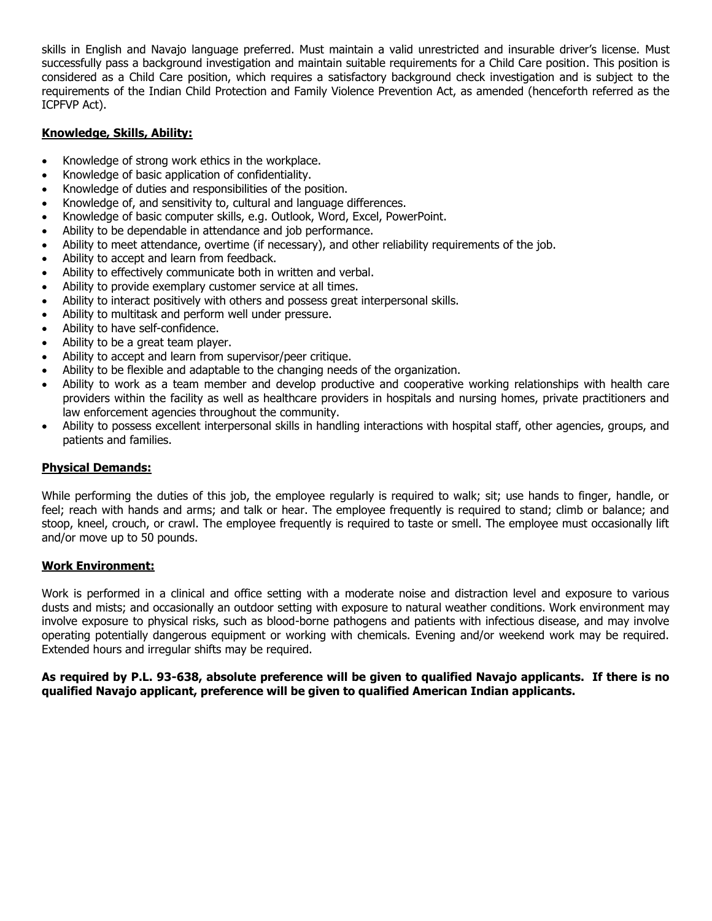skills in English and Navajo language preferred. Must maintain a valid unrestricted and insurable driver's license. Must successfully pass a background investigation and maintain suitable requirements for a Child Care position. This position is considered as a Child Care position, which requires a satisfactory background check investigation and is subject to the requirements of the Indian Child Protection and Family Violence Prevention Act, as amended (henceforth referred as the ICPFVP Act).

**Knowledge, Skills, Ability:**

- Knowledge of strong work ethics in the workplace.
- Knowledge of basic application of confidentiality.
- Knowledge of duties and responsibilities of the position.
- Knowledge of, and sensitivity to, cultural and language differences.
- Knowledge of basic computer skills, e.g. Outlook, Word, Excel, PowerPoint.
- Ability to be dependable in attendance and job performance.
- Ability to meet attendance, overtime (if necessary), and other reliability requirements of the job.
- Ability to accept and learn from feedback.
- Ability to effectively communicate both in written and verbal.
- Ability to provide exemplary customer service at all times.
- Ability to interact positively with others and possess great interpersonal skills.
- Ability to multitask and perform well under pressure.
- Ability to have self-confidence.
- Ability to be a great team player.
- Ability to accept and learn from supervisor/peer critique.
- Ability to be flexible and adaptable to the changing needs of the organization.
- Ability to work as a team member and develop productive and cooperative working relationships with health care providers within the facility as well as healthcare providers in hospitals and nursing homes, private practitioners and law enforcement agencies throughout the community.
- Ability to possess excellent interpersonal skills in handling interactions with hospital staff, other agencies, groups, and patients and families.

**Physical Demands:**

While performing the duties of this job, the employee regularly is required to walk; sit; use hands to finger, handle, or feel; reach with hands and arms; and talk or hear. The employee frequently is required to stand; climb or balance; and stoop, kneel, crouch, or crawl. The employee frequently is required to taste or smell. The employee must occasionally lift and/or move up to 50 pounds.

**Work Environment:**

Work is performed in a clinical and office setting with a moderate noise and distraction level and exposure to various dusts and mists; and occasionally an outdoor setting with exposure to natural weather conditions. Work environment may involve exposure to physical risks, such as blood-borne pathogens and patients with infectious disease, and may involve operating potentially dangerous equipment or working with chemicals. Evening and/or weekend work may be required. Extended hours and irregular shifts may be required.

**As required by P.L. 93-638, absolute preference will be given to qualified Navajo applicants. If there is no qualified Navajo applicant, preference will be given to qualified American Indian applicants.**